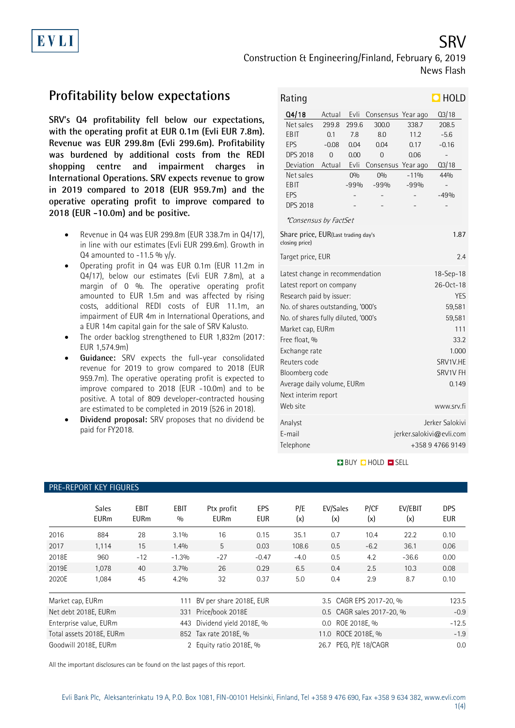EVLI

# SRV

Construction & Engineering/Finland, February 6, 2019

News Flash

## Profitability below expectations

**SRV's Q4 profitability fell below our expectations, with the operating profit at EUR 0.1m (Evli EUR 7.8m). Revenue was EUR 299.8m (Evli 299.6m). Profitability was burdened by additional costs from the REDI shopping centre and impairment charges in International Operations. SRV expects revenue to grow in 2019 compared to 2018 (EUR 959.7m) and the operative operating profit to improve compared to 2018 (EUR -10.0m) and be positive.**

- Revenue in Q4 was EUR 299.8m (EUR 338.7m in Q4/17), in line with our estimates (Evli EUR 299.6m). Growth in Q4 amounted to -11.5 % y/y.
- Operating profit in Q4 was EUR 0.1m (EUR 11.2m in Q4/17), below our estimates (Evli EUR 7.8m), at a margin of 0 %. The operative operating profit amounted to EUR 1.5m and was affected by rising costs, additional REDI costs of EUR 11.1m, an impairment of EUR 4m in International Operations, and a EUR 14m capital gain for the sale of SRV Kalusto.
- The order backlog strengthened to EUR 1,832m (2017: EUR 1,574.9m)
- **Guidance:** SRV expects the full-year consolidated revenue for 2019 to grow compared to 2018 (EUR 959.7m). The operative operating profit is expected to improve compared to 2018 (EUR -10.0m) and to be positive. A total of 809 developer-contracted housing are estimated to be completed in 2019 (526 in 2018).
- **Dividend proposal:** SRV proposes that no dividend be paid for FY2018.

**Rating: HOLD**

| Q4/18 | Actual | Evli | Consensus | Year ago | Q3/18 |
|---|---|---|---|---|---|
| Net sales | 299.8 | 299.6 | 300.0 | 338.7 | 208.5 |
| EBIT | 0.1 | 7.8 | 8.0 | 11.2 | -5.6 |
| EPS | -0.08 | 0.04 | 0.04 | 0.17 | -0.16 |
| DPS 2018 | 0 | 0.00 | 0 | 0.06 | - |
| **Deviation** | **Actual** | **Evli** | **Consensus** | **Year ago** | **Q3/18** |
| Net sales | | 0% | 0% | -11% | 44% |
| EBIT | | -99% | -99% | -99% | - |
| EPS | | - | - | - | -49% |
| DPS 2018 | | - | - | - | - |

*Consensus by FactSet*

| | |
|---|---|
| Share price, EUR(Last trading day's closing price) | 1.87 |
| Target price, EUR | 2.4 |
| Latest change in recommendation | 18-Sep-18 |
| Latest report on company | 26-Oct-18 |
| Research paid by issuer: | YES |
| No. of shares outstanding, '000's | 59,581 |
| No. of shares fully diluted, '000's | 59,581 |
| Market cap, EURm | 111 |
| Free float, % | 33.2 |
| Exchange rate | 1.000 |
| Reuters code | SRV1V.HE |
| Bloomberg code | SRV1V FH |
| Average daily volume, EURm | 0.149 |
| Next interim report | |
| Web site | www.srv.fi |
| Analyst | Jerker Salokivi |
| E-mail | jerker.salokivi@evli.com |
| Telephone | +358 9 4766 9149 |

BUY HOLD SELL

### PRE-REPORT KEY FIGURES

| | Sales EURm | EBIT EURm | EBIT % | Ptx profit EURm | EPS EUR | P/E (x) | EV/Sales (x) | P/CF (x) | EV/EBIT (x) | DPS EUR |
|---|---|---|---|---|---|---|---|---|---|---|
| 2016 | 884 | 28 | 3.1% | 16 | 0.15 | 35.1 | 0.7 | 10.4 | 22.2 | 0.10 |
| 2017 | 1,114 | 15 | 1.4% | 5 | 0.03 | 108.6 | 0.5 | -6.2 | 36.1 | 0.06 |
| 2018E | 960 | -12 | -1.3% | -27 | -0.47 | -4.0 | 0.5 | 4.2 | -36.6 | 0.00 |
| 2019E | 1,078 | 40 | 3.7% | 26 | 0.29 | 6.5 | 0.4 | 2.5 | 10.3 | 0.08 |
| 2020E | 1,084 | 45 | 4.2% | 32 | 0.37 | 5.0 | 0.4 | 2.9 | 8.7 | 0.10 |

| | | | | | |
|---|---|---|---|---|---|
| Market cap, EURm | 111 | BV per share 2018E, EUR | 3.5 | CAGR EPS 2017-20, % | 123.5 |
| Net debt 2018E, EURm | 331 | Price/book 2018E | 0.5 | CAGR sales 2017-20, % | -0.9 |
| Enterprise value, EURm | 443 | Dividend yield 2018E, % | 0.0 | ROE 2018E, % | -12.5 |
| Total assets 2018E, EURm | 852 | Tax rate 2018E, % | 11.0 | ROCE 2018E, % | -1.9 |
| Goodwill 2018E, EURm | 2 | Equity ratio 2018E, % | 26.7 | PEG, P/E 18/CAGR | 0.0 |

All the important disclosures can be found on the last pages of this report.

Evli Bank Plc, Aleksanterinkatu 19 A, P.O. Box 1081, FIN-00101 Helsinki, Finland, Tel +358 9 476 690, Fax +358 9 634 382, www.evli.com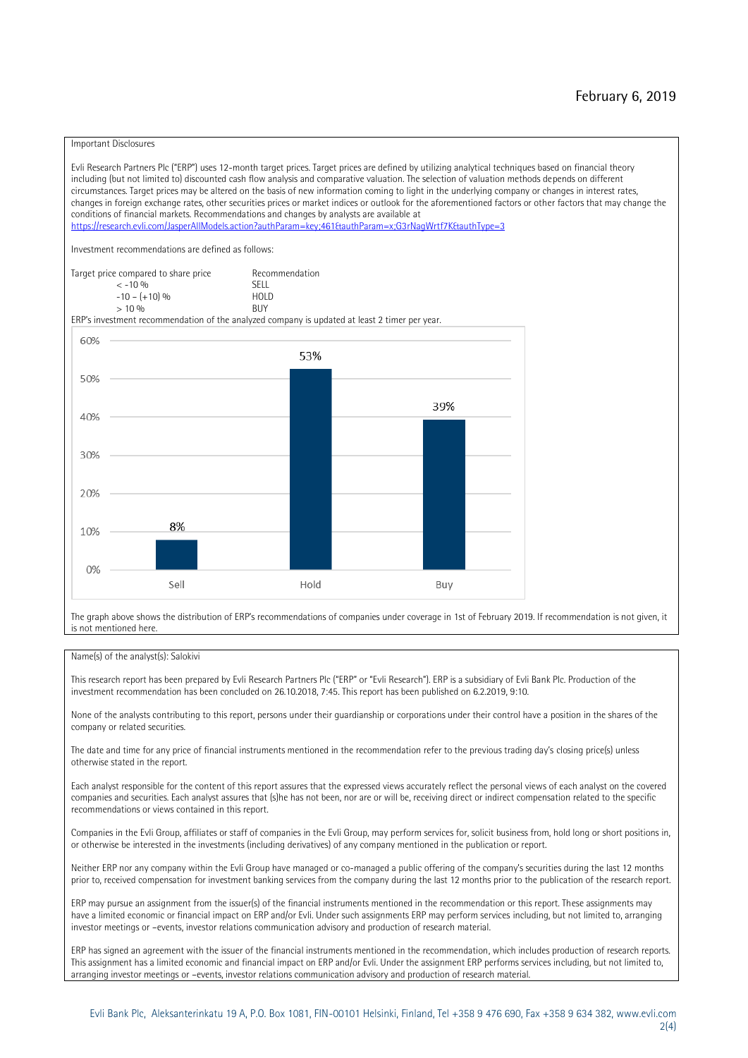February 6, 2019

Important Disclosures

Evli Research Partners Plc ("ERP") uses 12-month target prices. Target prices are defined by utilizing analytical techniques based on financial theory including (but not limited to) discounted cash flow analysis and comparative valuation. The selection of valuation methods depends on different circumstances. Target prices may be altered on the basis of new information coming to light in the underlying company or changes in interest rates, changes in foreign exchange rates, other securities prices or market indices or outlook for the aforementioned factors or other factors that may change the conditions of financial markets. Recommendations and changes by analysts are available at https://research.evli.com/JasperAllModels.action?authParam=key;461&authParam=x;G3rNagWrtf7K&authType=3

Investment recommendations are defined as follows:

| Target price compared to share price | Recommendation |
|---|---|
| < -10 % | SELL |
| -10 – (+10) % | HOLD |
| > 10 % | BUY |

ERP's investment recommendation of the analyzed company is updated at least 2 timer per year.

| | Sell | Hold | Buy |
|---|---|---|---|
| Share of recommendations | 8% | 53% | 39% |

The graph above shows the distribution of ERP's recommendations of companies under coverage in 1st of February 2019. If recommendation is not given, it is not mentioned here.

Name(s) of the analyst(s): Salokivi

This research report has been prepared by Evli Research Partners Plc ("ERP" or "Evli Research"). ERP is a subsidiary of Evli Bank Plc. Production of the investment recommendation has been concluded on 26.10.2018, 7:45. This report has been published on 6.2.2019, 9:10.

None of the analysts contributing to this report, persons under their guardianship or corporations under their control have a position in the shares of the company or related securities.

The date and time for any price of financial instruments mentioned in the recommendation refer to the previous trading day's closing price(s) unless otherwise stated in the report.

Each analyst responsible for the content of this report assures that the expressed views accurately reflect the personal views of each analyst on the covered companies and securities. Each analyst assures that (s)he has not been, nor are or will be, receiving direct or indirect compensation related to the specific recommendations or views contained in this report.

Companies in the Evli Group, affiliates or staff of companies in the Evli Group, may perform services for, solicit business from, hold long or short positions in, or otherwise be interested in the investments (including derivatives) of any company mentioned in the publication or report.

Neither ERP nor any company within the Evli Group have managed or co-managed a public offering of the company's securities during the last 12 months prior to, received compensation for investment banking services from the company during the last 12 months prior to the publication of the research report.

ERP may pursue an assignment from the issuer(s) of the financial instruments mentioned in the recommendation or this report. These assignments may have a limited economic or financial impact on ERP and/or Evli. Under such assignments ERP may perform services including, but not limited to, arranging investor meetings or –events, investor relations communication advisory and production of research material.

ERP has signed an agreement with the issuer of the financial instruments mentioned in the recommendation, which includes production of research reports. This assignment has a limited economic and financial impact on ERP and/or Evli. Under the assignment ERP performs services including, but not limited to, arranging investor meetings or –events, investor relations communication advisory and production of research material.

Evli Bank Plc, Aleksanterinkatu 19 A, P.O. Box 1081, FIN-00101 Helsinki, Finland, Tel +358 9 476 690, Fax +358 9 634 382, www.evli.com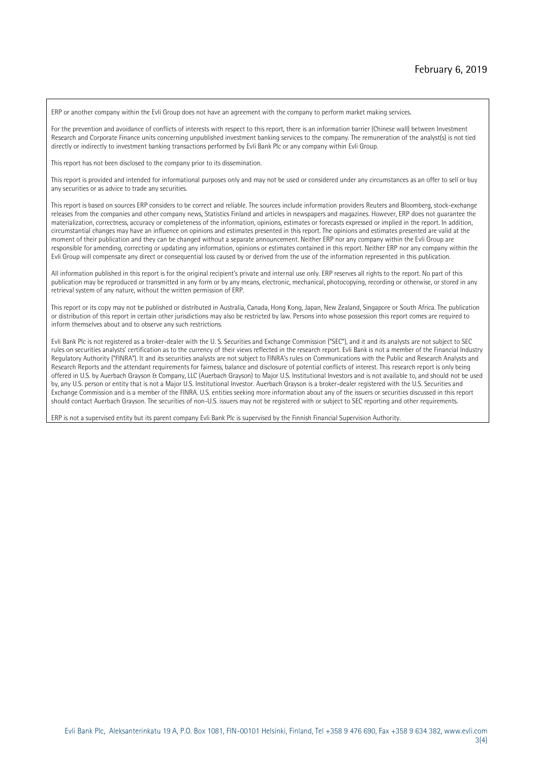ERP or another company within the Evli Group does not have an agreement with the company to perform market making services.

For the prevention and avoidance of conflicts of interests with respect to this report, there is an information barrier (Chinese wall) between Investment Research and Corporate Finance units concerning unpublished investment banking services to the company. The remuneration of the analyst(s) is not tied directly or indirectly to investment banking transactions performed by Evli Bank Plc or any company within Evli Group.

This report has not been disclosed to the company prior to its dissemination.

This report is provided and intended for informational purposes only and may not be used or considered under any circumstances as an offer to sell or buy any securities or as advice to trade any securities.

This report is based on sources ERP considers to be correct and reliable. The sources include information providers Reuters and Bloomberg, stock-exchange releases from the companies and other company news, Statistics Finland and articles in newspapers and magazines. However, ERP does not guarantee the materialization, correctness, accuracy or completeness of the information, opinions, estimates or forecasts expressed or implied in the report. In addition, circumstantial changes may have an influence on opinions and estimates presented in this report. The opinions and estimates presented are valid at the moment of their publication and they can be changed without a separate announcement. Neither ERP nor any company within the Evli Group are responsible for amending, correcting or updating any information, opinions or estimates contained in this report. Neither ERP nor any company within the Evli Group will compensate any direct or consequential loss caused by or derived from the use of the information represented in this publication.

All information published in this report is for the original recipient's private and internal use only. ERP reserves all rights to the report. No part of this publication may be reproduced or transmitted in any form or by any means, electronic, mechanical, photocopying, recording or otherwise, or stored in any retrieval system of any nature, without the written permission of ERP.

This report or its copy may not be published or distributed in Australia, Canada, Hong Kong, Japan, New Zealand, Singapore or South Africa. The publication or distribution of this report in certain other jurisdictions may also be restricted by law. Persons into whose possession this report comes are required to inform themselves about and to observe any such restrictions.

Evli Bank Plc is not registered as a broker-dealer with the U. S. Securities and Exchange Commission ("SEC"), and it and its analysts are not subject to SEC rules on securities analysts' certification as to the currency of their views reflected in the research report. Evli Bank is not a member of the Financial Industry Regulatory Authority ("FINRA"). It and its securities analysts are not subject to FINRA's rules on Communications with the Public and Research Analysts and Research Reports and the attendant requirements for fairness, balance and disclosure of potential conflicts of interest. This research report is only being offered in U.S. by Auerbach Grayson & Company, LLC (Auerbach Grayson) to Major U.S. Institutional Investors and is not available to, and should not be used by, any U.S. person or entity that is not a Major U.S. Institutional Investor. Auerbach Grayson is a broker-dealer registered with the U.S. Securities and Exchange Commission and is a member of the FINRA. U.S. entities seeking more information about any of the issuers or securities discussed in this report should contact Auerbach Grayson. The securities of non-U.S. issuers may not be registered with or subject to SEC reporting and other requirements.

ERP is not a supervised entity but its parent company Evli Bank Plc is supervised by the Finnish Financial Supervision Authority.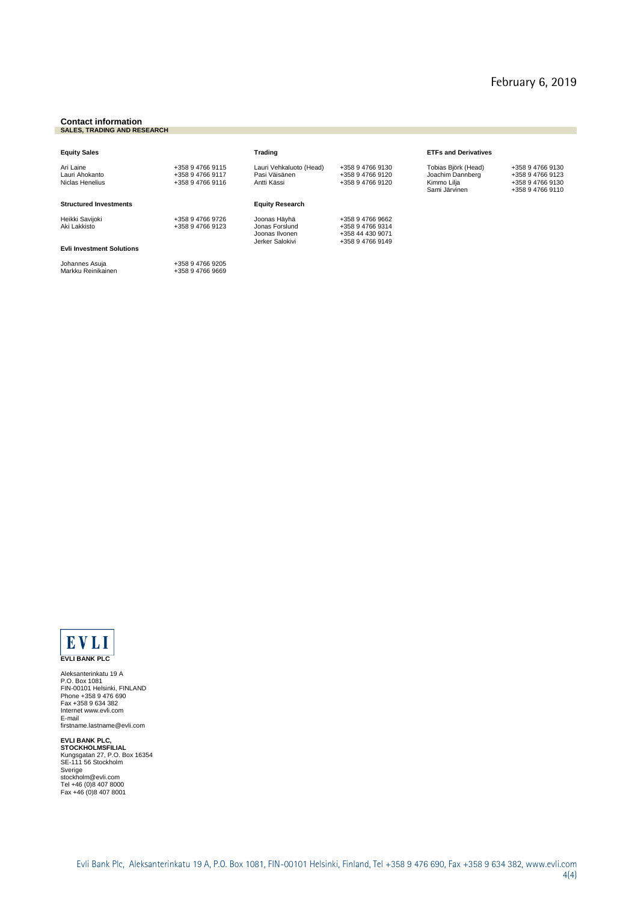## Contact information

**SALES, TRADING AND RESEARCH**

**Equity Sales**

| | |
|---|---|
| Ari Laine | +358 9 4766 9115 |
| Lauri Ahokanto | +358 9 4766 9117 |
| Niclas Henelius | +358 9 4766 9116 |

**Structured Investments**

| | |
|---|---|
| Heikki Savijoki | +358 9 4766 9726 |
| Aki Lakkisto | +358 9 4766 9123 |

**Evli Investment Solutions**

| | |
|---|---|
| Johannes Asuja | +358 9 4766 9205 |
| Markku Reinikainen | +358 9 4766 9669 |

**Trading**

| | |
|---|---|
| Lauri Vehkaluoto (Head) | +358 9 4766 9130 |
| Pasi Väisänen | +358 9 4766 9120 |
| Antti Kässi | +358 9 4766 9120 |

**Equity Research**

| | |
|---|---|
| Joonas Häyhä | +358 9 4766 9662 |
| Jonas Forslund | +358 9 4766 9314 |
| Joonas Ilvonen | +358 44 430 9071 |
| Jerker Salokivi | +358 9 4766 9149 |

**ETFs and Derivatives**

| | |
|---|---|
| Tobias Björk (Head) | +358 9 4766 9130 |
| Joachim Dannberg | +358 9 4766 9123 |
| Kimmo Lilja | +358 9 4766 9130 |
| Sami Järvinen | +358 9 4766 9110 |

EVLI

**EVLI BANK PLC**

Aleksanterinkatu 19 A
P.O. Box 1081
FIN-00101 Helsinki, FINLAND
Phone +358 9 476 690
Fax +358 9 634 382
Internet www.evli.com
E-mail
firstname.lastname@evli.com

**EVLI BANK PLC,**
**STOCKHOLMSFILIAL**
Kungsgatan 27, P.O. Box 16354
SE-111 56 Stockholm
Sverige
stockholm@evli.com
Tel +46 (0)8 407 8000
Fax +46 (0)8 407 8001